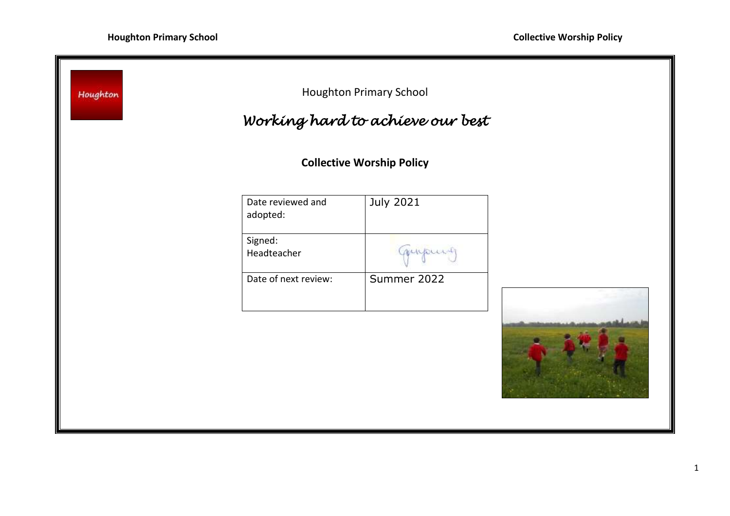Houghton Primary School

*Working hard to achieve our best*

## Collective Worship Policy

| Date reviewed and adopted: | July 2021 |
| --- | --- |
| Signed: Headteacher | |
| Date of next review: | Summer 2022 |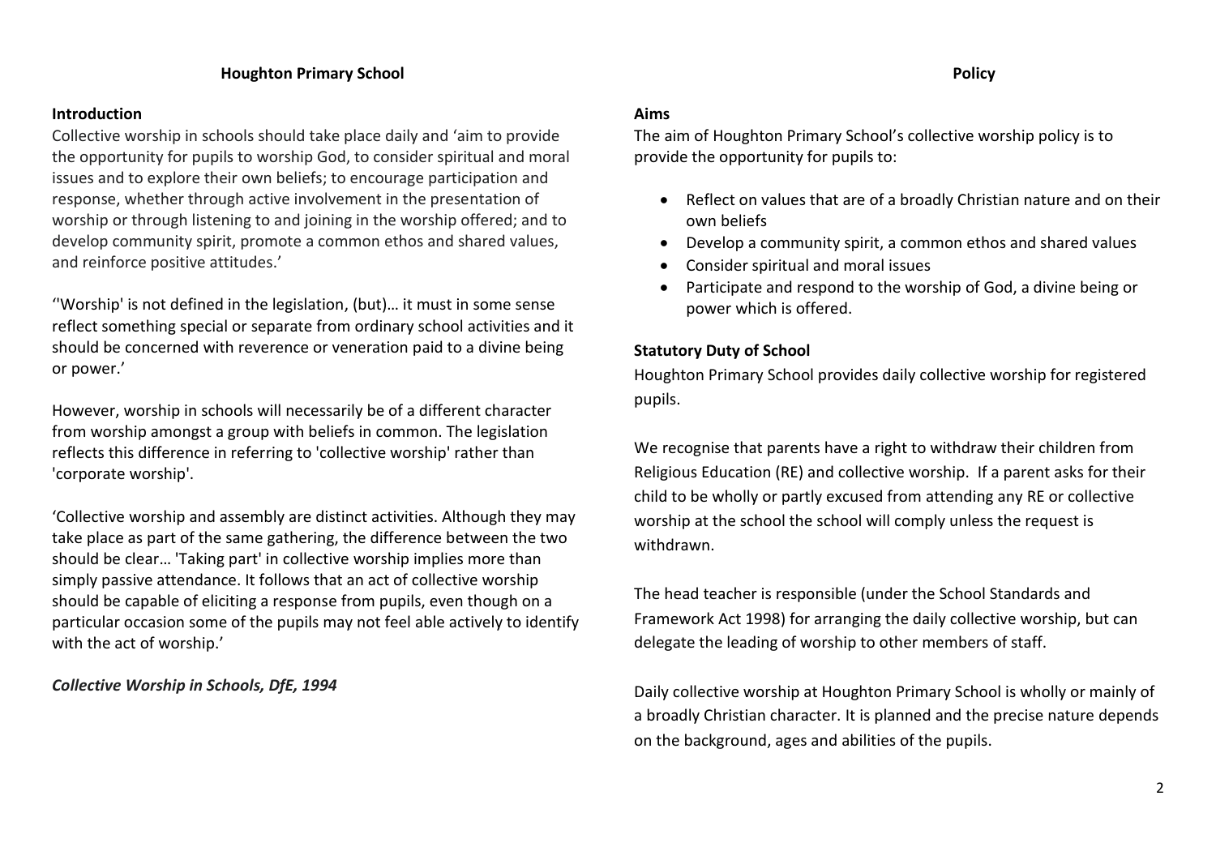## Houghton Primary School

## Policy

### Introduction

Collective worship in schools should take place daily and 'aim to provide the opportunity for pupils to worship God, to consider spiritual and moral issues and to explore their own beliefs; to encourage participation and response, whether through active involvement in the presentation of worship or through listening to and joining in the worship offered; and to develop community spirit, promote a common ethos and shared values, and reinforce positive attitudes.'

''Worship' is not defined in the legislation, (but)… it must in some sense reflect something special or separate from ordinary school activities and it should be concerned with reverence or veneration paid to a divine being or power.'

However, worship in schools will necessarily be of a different character from worship amongst a group with beliefs in common. The legislation reflects this difference in referring to 'collective worship' rather than 'corporate worship'.

'Collective worship and assembly are distinct activities. Although they may take place as part of the same gathering, the difference between the two should be clear… 'Taking part' in collective worship implies more than simply passive attendance. It follows that an act of collective worship should be capable of eliciting a response from pupils, even though on a particular occasion some of the pupils may not feel able actively to identify with the act of worship.'

***Collective Worship in Schools, DfE, 1994***

### Aims

The aim of Houghton Primary School's collective worship policy is to provide the opportunity for pupils to:

- Reflect on values that are of a broadly Christian nature and on their own beliefs
- Develop a community spirit, a common ethos and shared values
- Consider spiritual and moral issues
- Participate and respond to the worship of God, a divine being or power which is offered.

### Statutory Duty of School

Houghton Primary School provides daily collective worship for registered pupils.

We recognise that parents have a right to withdraw their children from Religious Education (RE) and collective worship. If a parent asks for their child to be wholly or partly excused from attending any RE or collective worship at the school the school will comply unless the request is withdrawn.

The head teacher is responsible (under the School Standards and Framework Act 1998) for arranging the daily collective worship, but can delegate the leading of worship to other members of staff.

Daily collective worship at Houghton Primary School is wholly or mainly of a broadly Christian character. It is planned and the precise nature depends on the background, ages and abilities of the pupils.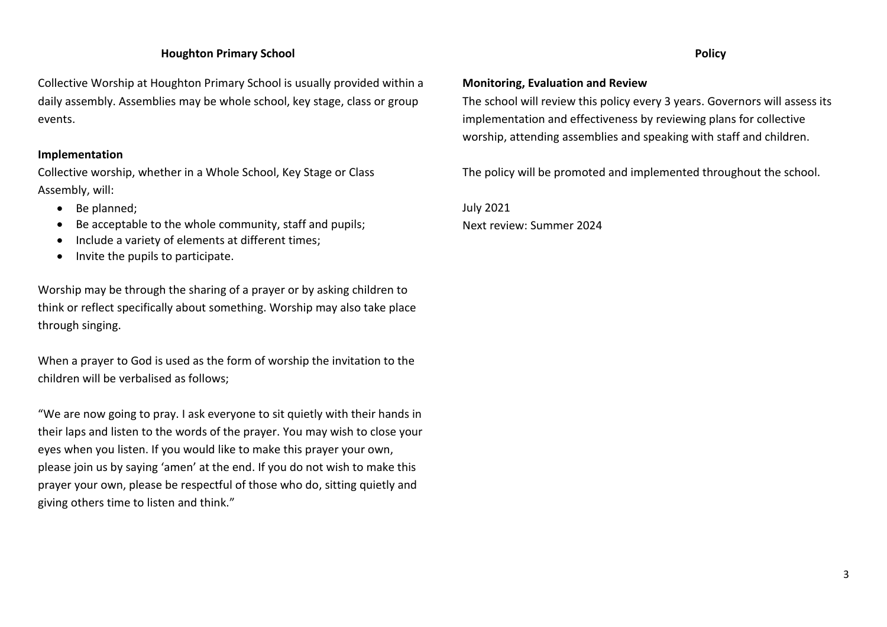Collective Worship at Houghton Primary School is usually provided within a daily assembly. Assemblies may be whole school, key stage, class or group events.

**Implementation**

Collective worship, whether in a Whole School, Key Stage or Class Assembly, will:

- Be planned;
- Be acceptable to the whole community, staff and pupils;
- Include a variety of elements at different times;
- Invite the pupils to participate.

Worship may be through the sharing of a prayer or by asking children to think or reflect specifically about something. Worship may also take place through singing.

When a prayer to God is used as the form of worship the invitation to the children will be verbalised as follows;

"We are now going to pray. I ask everyone to sit quietly with their hands in their laps and listen to the words of the prayer. You may wish to close your eyes when you listen. If you would like to make this prayer your own, please join us by saying 'amen' at the end. If you do not wish to make this prayer your own, please be respectful of those who do, sitting quietly and giving others time to listen and think."

**Monitoring, Evaluation and Review**

The school will review this policy every 3 years. Governors will assess its implementation and effectiveness by reviewing plans for collective worship, attending assemblies and speaking with staff and children.

The policy will be promoted and implemented throughout the school.

July 2021
Next review: Summer 2024